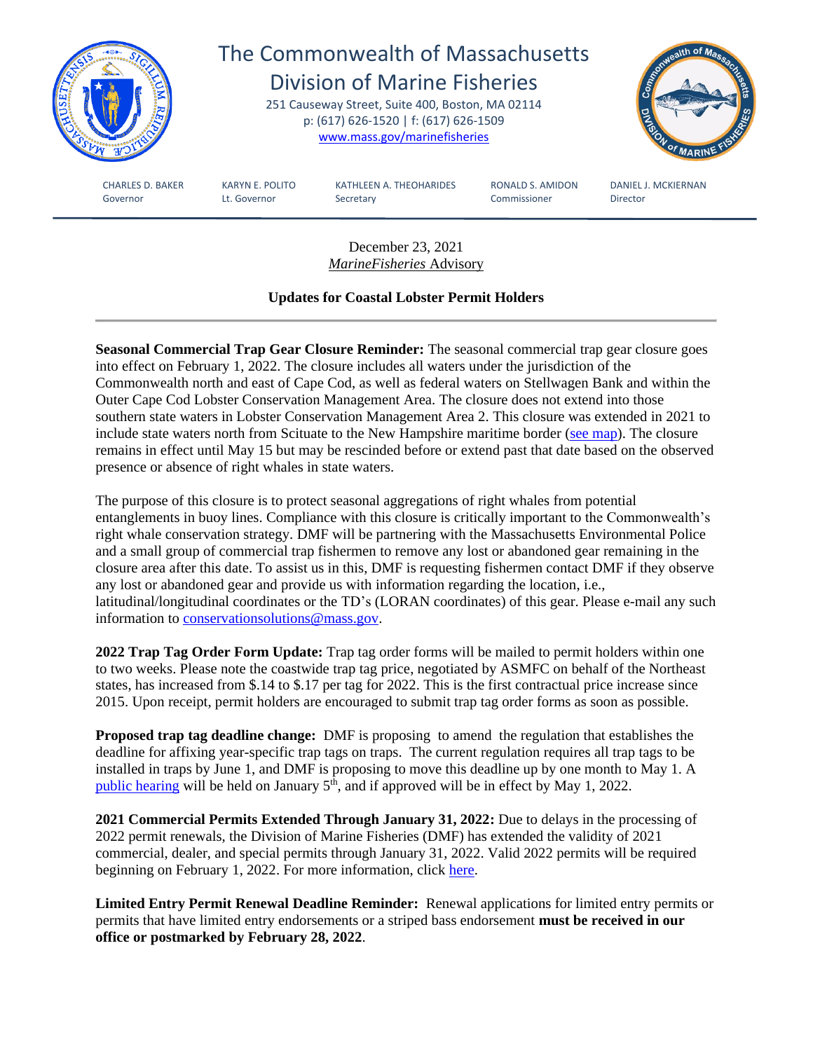# The Commonwealth of Massachusetts
## Division of Marine Fisheries

251 Causeway Street, Suite 400, Boston, MA 02114
p: (617) 626-1520 | f: (617) 626-1509
www.mass.gov/marinefisheries

CHARLES D. BAKER, Governor
KARYN E. POLITO, Lt. Governor
KATHLEEN A. THEOHARIDES, Secretary
RONALD S. AMIDON, Commissioner
DANIEL J. MCKIERNAN, Director

---

December 23, 2021
*MarineFisheries* Advisory

### Updates for Coastal Lobster Permit Holders

---

**Seasonal Commercial Trap Gear Closure Reminder:** The seasonal commercial trap gear closure goes into effect on February 1, 2022. The closure includes all waters under the jurisdiction of the Commonwealth north and east of Cape Cod, as well as federal waters on Stellwagen Bank and within the Outer Cape Cod Lobster Conservation Management Area. The closure does not extend into those southern state waters in Lobster Conservation Management Area 2. This closure was extended in 2021 to include state waters north from Scituate to the New Hampshire maritime border (see map). The closure remains in effect until May 15 but may be rescinded before or extend past that date based on the observed presence or absence of right whales in state waters.

The purpose of this closure is to protect seasonal aggregations of right whales from potential entanglements in buoy lines. Compliance with this closure is critically important to the Commonwealth's right whale conservation strategy. DMF will be partnering with the Massachusetts Environmental Police and a small group of commercial trap fishermen to remove any lost or abandoned gear remaining in the closure area after this date. To assist us in this, DMF is requesting fishermen contact DMF if they observe any lost or abandoned gear and provide us with information regarding the location, i.e., latitudinal/longitudinal coordinates or the TD's (LORAN coordinates) of this gear. Please e-mail any such information to conservationsolutions@mass.gov.

**2022 Trap Tag Order Form Update:** Trap tag order forms will be mailed to permit holders within one to two weeks. Please note the coastwide trap tag price, negotiated by ASMFC on behalf of the Northeast states, has increased from $.14 to $.17 per tag for 2022. This is the first contractual price increase since 2015. Upon receipt, permit holders are encouraged to submit trap tag order forms as soon as possible.

**Proposed trap tag deadline change:** DMF is proposing to amend the regulation that establishes the deadline for affixing year-specific trap tags on traps. The current regulation requires all trap tags to be installed in traps by June 1, and DMF is proposing to move this deadline up by one month to May 1. A public hearing will be held on January 5th, and if approved will be in effect by May 1, 2022.

**2021 Commercial Permits Extended Through January 31, 2022:** Due to delays in the processing of 2022 permit renewals, the Division of Marine Fisheries (DMF) has extended the validity of 2021 commercial, dealer, and special permits through January 31, 2022. Valid 2022 permits will be required beginning on February 1, 2022. For more information, click here.

**Limited Entry Permit Renewal Deadline Reminder:** Renewal applications for limited entry permits or permits that have limited entry endorsements or a striped bass endorsement **must be received in our office or postmarked by February 28, 2022**.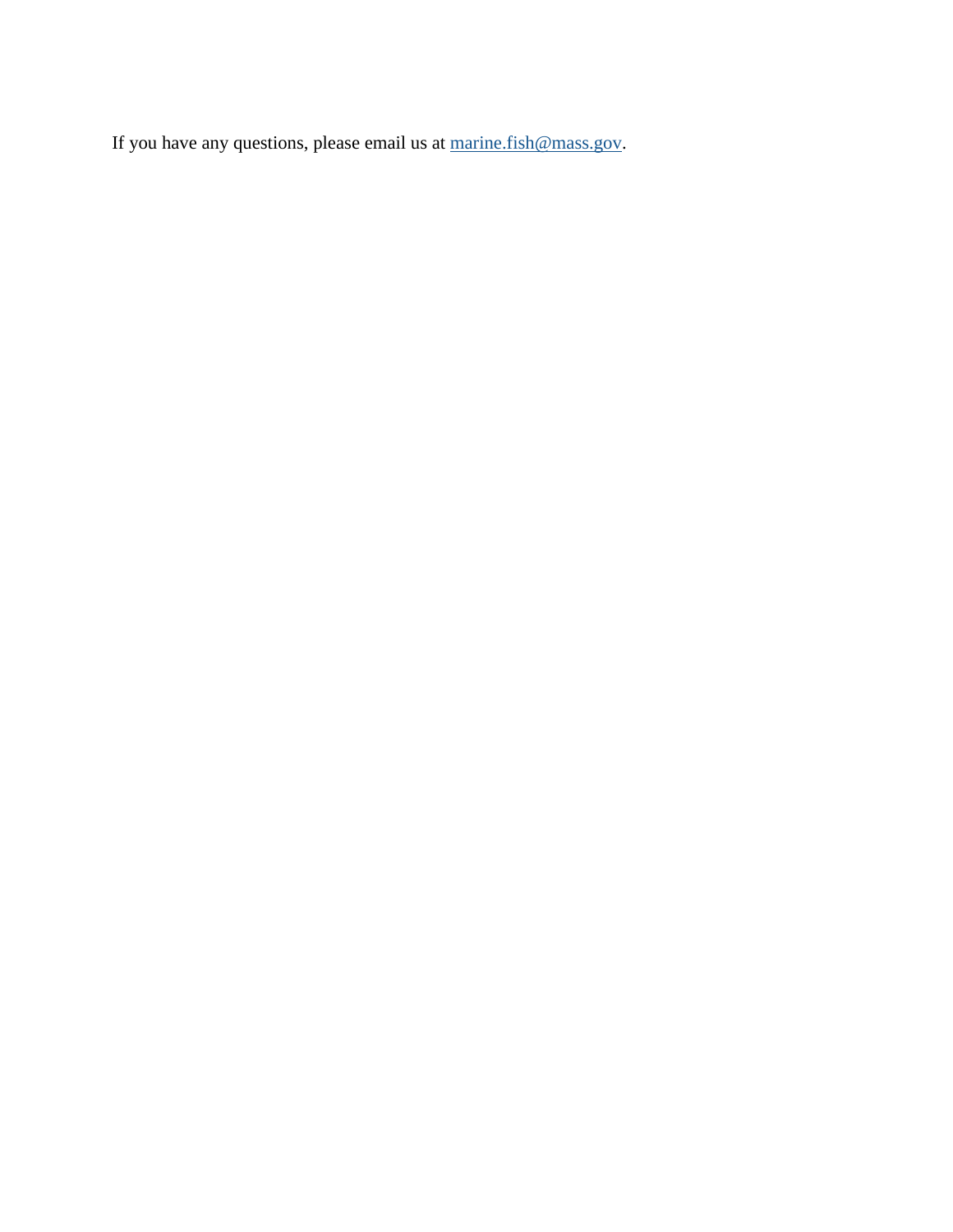If you have any questions, please email us at marine.fish@mass.gov.